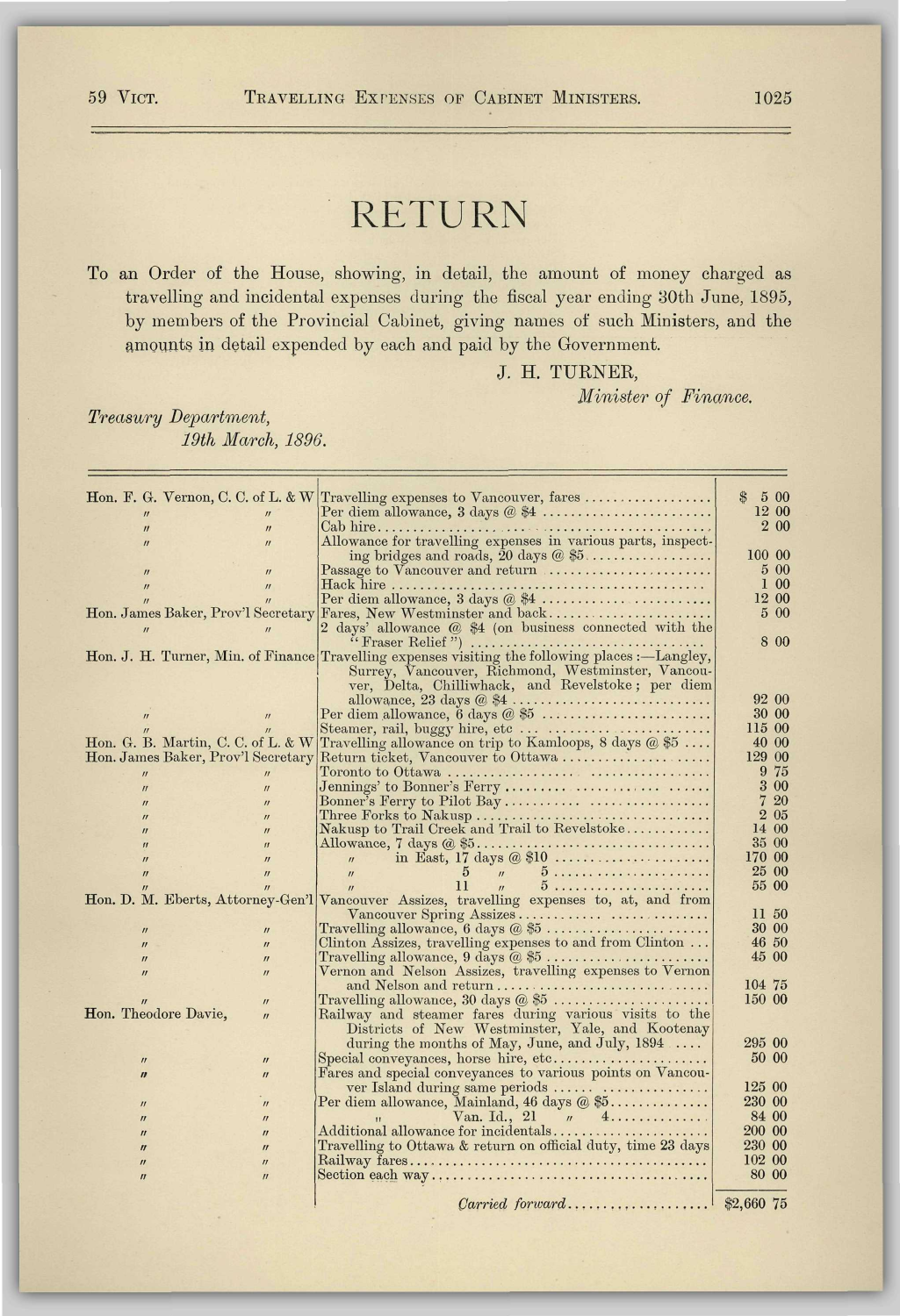# RETURN

To an Order of the House, showing, in detail, the amount of money charged as travelling and incidental expenses during the fiscal year ending 30th June, 1895, by members of the Provincial Cabinet, giving names of such Ministers, and the amounts in detail expended by each and paid by the Government.

J. H. TURNER,
*Minister of Finance.*

*Treasury Department,*
*19th March, 1896.*

| | | |
|---|---|---|
| Hon. F. G. Vernon, C. C. of L. & W | Travelling expenses to Vancouver, fares | $ 5 00 |
| " " | Per diem allowance, 3 days @ $4 | 12 00 |
| " " | Cab hire | 2 00 |
| " " | Allowance for travelling expenses in various parts, inspecting bridges and roads, 20 days @ $5 | 100 00 |
| " " | Passage to Vancouver and return | 5 00 |
| " " | Hack hire | 1 00 |
| " " | Per diem allowance, 3 days @ $4 | 12 00 |
| Hon. James Baker, Prov'l Secretary | Fares, New Westminster and back | 5 00 |
| " " | 2 days' allowance @ $4 (on business connected with the "Fraser Relief") | 8 00 |
| Hon. J. H. Turner, Min. of Finance | Travelling expenses visiting the following places:—Langley, Surrey, Vancouver, Richmond, Westminster, Vancouver, Delta, Chilliwhack, and Revelstoke; per diem allowance, 23 days @ $4 | 92 00 |
| " " | Per diem allowance, 6 days @ $5 | 30 00 |
| " " | Steamer, rail, buggy hire, etc | 115 00 |
| Hon. G. B. Martin, C. C. of L. & W | Travelling allowance on trip to Kamloops, 8 days @ $5 | 40 00 |
| Hon. James Baker, Prov'l Secretary | Return ticket, Vancouver to Ottawa | 129 00 |
| " " | Toronto to Ottawa | 9 75 |
| " " | Jennings' to Bonner's Ferry | 3 00 |
| " " | Bonner's Ferry to Pilot Bay | 7 20 |
| " " | Three Forks to Nakusp | 2 05 |
| " " | Nakusp to Trail Creek and Trail to Revelstoke | 14 00 |
| " " | Allowance, 7 days @ $5 | 35 00 |
| " " | " in East, 17 days @ $10 | 170 00 |
| " " | " 5 " 5 | 25 00 |
| " " | " 11 " 5 | 55 00 |
| Hon. D. M. Eberts, Attorney-Gen'l | Vancouver Assizes, travelling expenses to, at, and from Vancouver Spring Assizes | 11 50 |
| " " | Travelling allowance, 6 days @ $5 | 30 00 |
| " " | Clinton Assizes, travelling expenses to and from Clinton | 46 50 |
| " " | Travelling allowance, 9 days @ $5 | 45 00 |
| " " | Vernon and Nelson Assizes, travelling expenses to Vernon and Nelson and return | 104 75 |
| " " | Travelling allowance, 30 days @ $5 | 150 00 |
| Hon. Theodore Davie, " | Railway and steamer fares during various visits to the Districts of New Westminster, Yale, and Kootenay during the months of May, June, and July, 1894 | 295 00 |
| " " | Special conveyances, horse hire, etc | 50 00 |
| " " | Fares and special conveyances to various points on Vancouver Island during same periods | 125 00 |
| " " | Per diem allowance, Mainland, 46 days @ $5 | 230 00 |
| " " | " Van. Id., 21 " 4 | 84 00 |
| " " | Additional allowance for incidentals | 200 00 |
| " " | Travelling to Ottawa & return on official duty, time 23 days | 230 00 |
| " " | Railway fares | 102 00 |
| " " | Section each way | 80 00 |
| | *Carried forward* | $2,660 75 |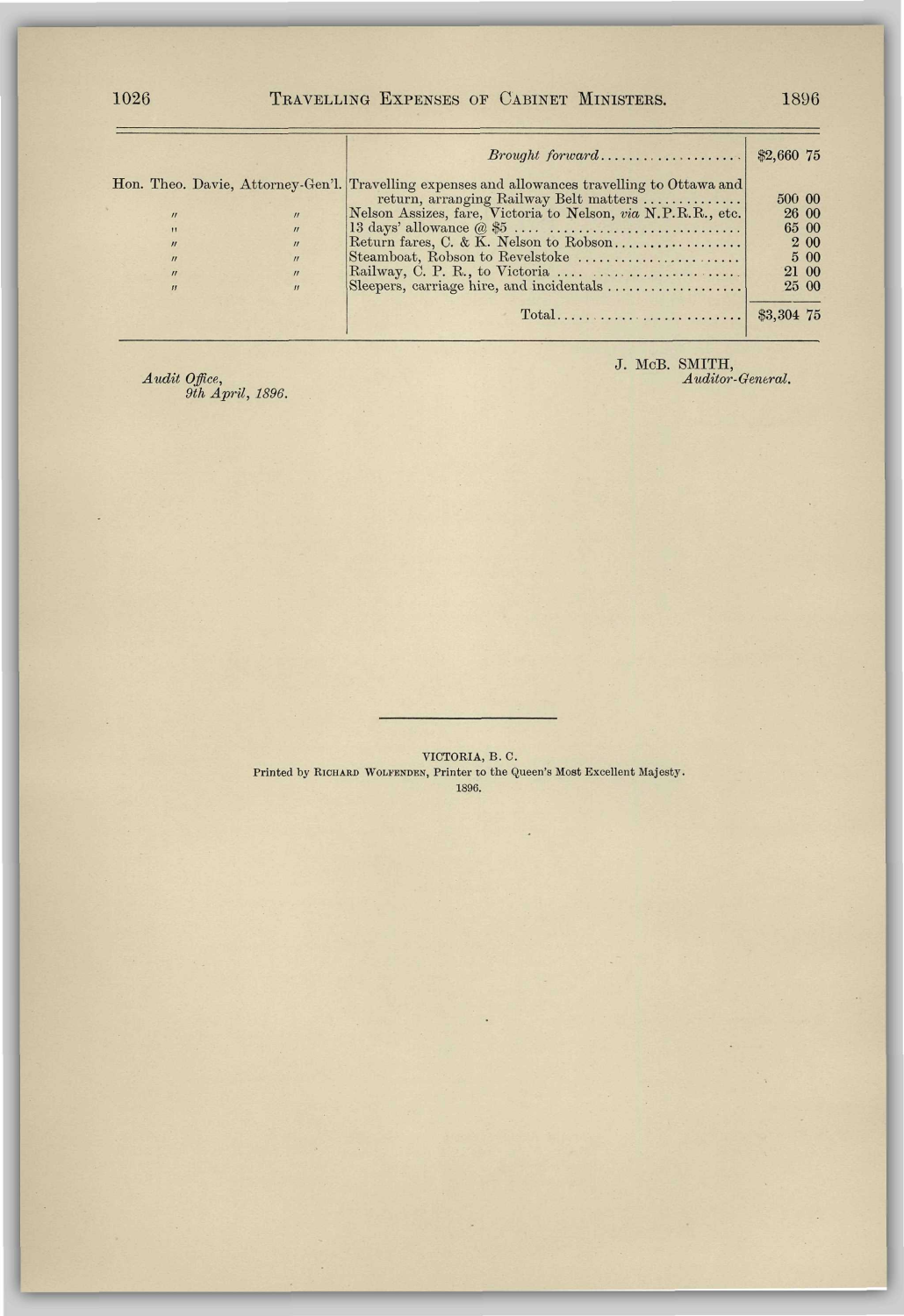| | | |
|---|---|---|
| | *Brought forward* | $2,660 75 |
| Hon. Theo. Davie, Attorney-Gen'l. | Travelling expenses and allowances travelling to Ottawa and return, arranging Railway Belt matters | 500 00 |
| " " | Nelson Assizes, fare, Victoria to Nelson, *via* N.P.R.R., etc. | 26 00 |
| " " | 13 days' allowance @ $5 | 65 00 |
| " " | Return fares, C. & K. Nelson to Robson | 2 00 |
| " " | Steamboat, Robson to Revelstoke | 5 00 |
| " " | Railway, C. P. R., to Victoria | 21 00 |
| " " | Sleepers, carriage hire, and incidentals | 25 00 |
| | Total | $3,304 75 |

*Audit Office,*
*9th April, 1896.*

J. McB. SMITH,
*Auditor-General.*

VICTORIA, B. C.
Printed by Richard Wolfenden, Printer to the Queen's Most Excellent Majesty.
1896.